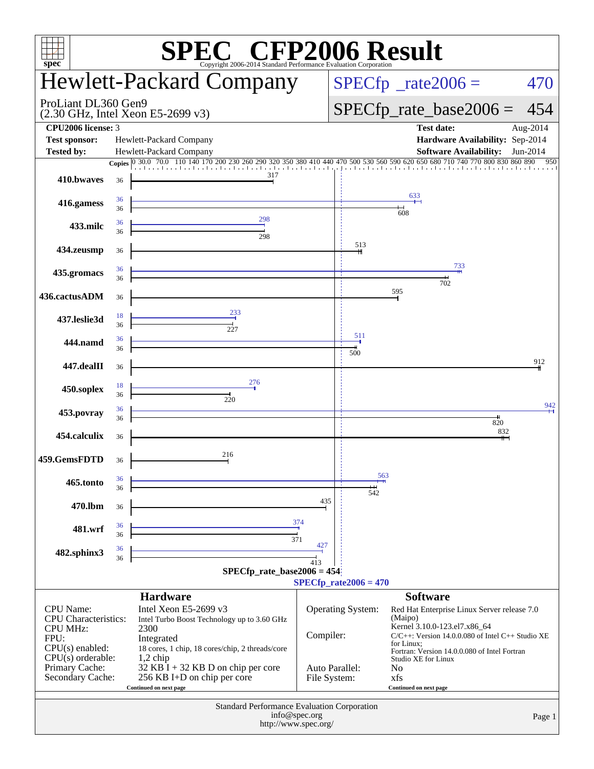# SPEC CFP2006 Result

Copyright 2006-2014 Standard Performance Evaluation Corporation

# Hewlett-Packard Company

ProLiant DL360 Gen9
(2.30 GHz, Intel Xeon E5-2699 v3)

SPECfp_rate2006 = 470

SPECfp_rate_base2006 = 454

| | | | |
|---|---|---|---|
| **CPU2006 license:** 3 | | **Test date:** | Aug-2014 |
| **Test sponsor:** | Hewlett-Packard Company | **Hardware Availability:** | Sep-2014 |
| **Tested by:** | Hewlett-Packard Company | **Software Availability:** | Jun-2014 |

| Benchmark | Copies (peak) | Copies (base) | Peak | Base |
|---|---|---|---|---|
| 410.bwaves | | 36 | | 317 |
| 416.gamess | 36 | 36 | 633 | 608 |
| 433.milc | 36 | 36 | 298 | 298 |
| 434.zeusmp | | 36 | | 513 |
| 435.gromacs | 36 | 36 | 733 | 702 |
| 436.cactusADM | | 36 | | 595 |
| 437.leslie3d | 18 | 36 | 233 | 227 |
| 444.namd | 36 | 36 | 511 | 500 |
| 447.dealII | | 36 | | 912 |
| 450.soplex | 18 | 36 | 276 | 220 |
| 453.povray | 36 | 36 | 942 | 820 |
| 454.calculix | | 36 | | 832 |
| 459.GemsFDTD | | 36 | | 216 |
| 465.tonto | 36 | 36 | 563 | 542 |
| 470.lbm | | 36 | | 435 |
| 481.wrf | 36 | 36 | 374 | 371 |
| 482.sphinx3 | 36 | 36 | 427 | 413 |

SPECfp_rate_base2006 = 454

SPECfp_rate2006 = 470

## Hardware

| | |
|---|---|
| CPU Name: | Intel Xeon E5-2699 v3 |
| CPU Characteristics: | Intel Turbo Boost Technology up to 3.60 GHz |
| CPU MHz: | 2300 |
| FPU: | Integrated |
| CPU(s) enabled: | 18 cores, 1 chip, 18 cores/chip, 2 threads/core |
| CPU(s) orderable: | 1,2 chip |
| Primary Cache: | 32 KB I + 32 KB D on chip per core |
| Secondary Cache: | 256 KB I+D on chip per core |

Continued on next page

## Software

| | |
|---|---|
| Operating System: | Red Hat Enterprise Linux Server release 7.0 (Maipo) Kernel 3.10.0-123.el7.x86_64 |
| Compiler: | C/C++: Version 14.0.0.080 of Intel C++ Studio XE for Linux; Fortran: Version 14.0.0.080 of Intel Fortran Studio XE for Linux |
| Auto Parallel: | No |
| File System: | xfs |

Continued on next page

Standard Performance Evaluation Corporation
info@spec.org
http://www.spec.org/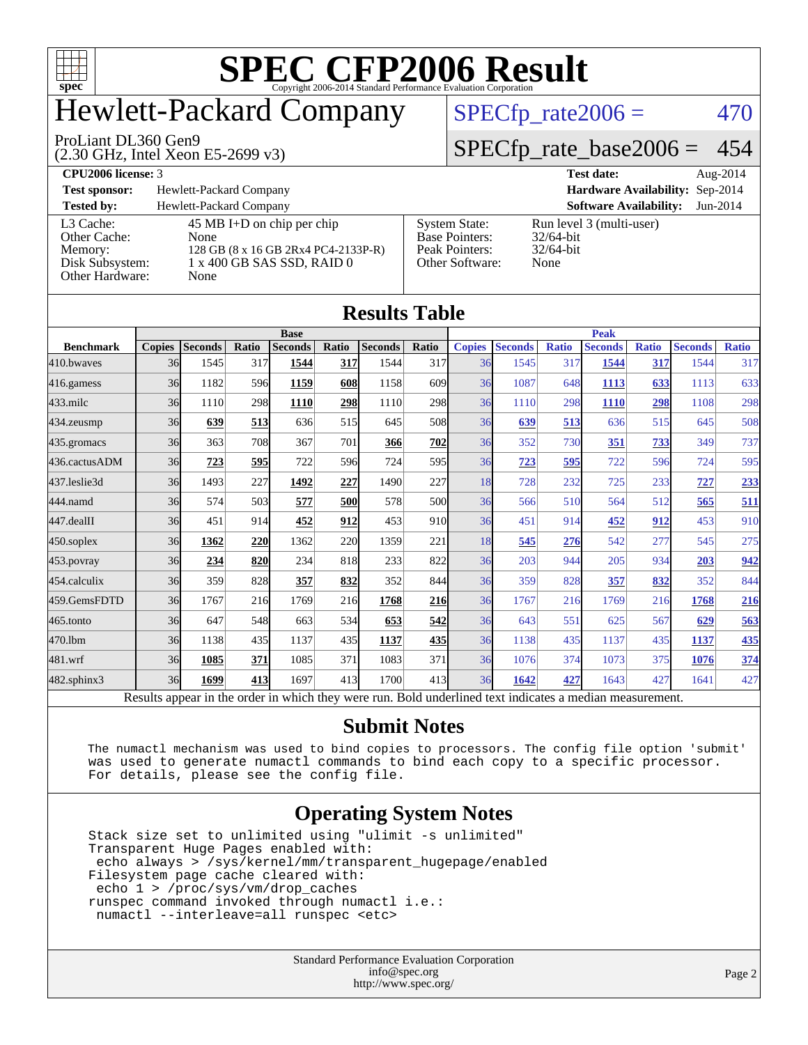# SPEC CFP2006 Result

Copyright 2006-2014 Standard Performance Evaluation Corporation

# Hewlett-Packard Company

ProLiant DL360 Gen9
(2.30 GHz, Intel Xeon E5-2699 v3)

SPECfp_rate2006 = 470

SPECfp_rate_base2006 = 454

| | | | |
|---|---|---|---|
| **CPU2006 license:** 3 | | **Test date:** | Aug-2014 |
| **Test sponsor:** | Hewlett-Packard Company | **Hardware Availability:** | Sep-2014 |
| **Tested by:** | Hewlett-Packard Company | **Software Availability:** | Jun-2014 |

| | | | |
|---|---|---|---|
| L3 Cache: | 45 MB I+D on chip per chip | System State: | Run level 3 (multi-user) |
| Other Cache: | None | Base Pointers: | 32/64-bit |
| Memory: | 128 GB (8 x 16 GB 2Rx4 PC4-2133P-R) | Peak Pointers: | 32/64-bit |
| Disk Subsystem: | 1 x 400 GB SAS SSD, RAID 0 | Other Software: | None |
| Other Hardware: | None | | |

## Results Table

| | Base | | | | | | | Peak | | | | | | |
|---|---|---|---|---|---|---|---|---|---|---|---|---|---|---|
| **Benchmark** | **Copies** | **Seconds** | **Ratio** | **Seconds** | **Ratio** | **Seconds** | **Ratio** | **Copies** | **Seconds** | **Ratio** | **Seconds** | **Ratio** | **Seconds** | **Ratio** |
| 410.bwaves | 36 | 1545 | 317 | **1544** | **317** | 1544 | 317 | 36 | 1545 | 317 | **1544** | **317** | 1544 | 317 |
| 416.gamess | 36 | 1182 | 596 | **1159** | **608** | 1158 | 609 | 36 | 1087 | 648 | **1113** | **633** | 1113 | 633 |
| 433.milc | 36 | 1110 | 298 | **1110** | **298** | 1110 | 298 | 36 | 1110 | 298 | **1110** | **298** | 1108 | 298 |
| 434.zeusmp | 36 | **639** | **513** | 636 | 515 | 645 | 508 | 36 | **639** | **513** | 636 | 515 | 645 | 508 |
| 435.gromacs | 36 | 363 | 708 | 367 | 701 | **366** | **702** | 36 | 352 | 730 | **351** | **733** | 349 | 737 |
| 436.cactusADM | 36 | **723** | **595** | 722 | 596 | 724 | 595 | 36 | **723** | **595** | 722 | 596 | 724 | 595 |
| 437.leslie3d | 36 | 1493 | 227 | **1492** | **227** | 1490 | 227 | 18 | 728 | 232 | 725 | 233 | **727** | **233** |
| 444.namd | 36 | 574 | 503 | **577** | **500** | 578 | 500 | 36 | 566 | 510 | 564 | 512 | **565** | **511** |
| 447.dealII | 36 | 451 | 914 | **452** | **912** | 453 | 910 | 36 | 451 | 914 | **452** | **912** | 453 | 910 |
| 450.soplex | 36 | **1362** | **220** | 1362 | 220 | 1359 | 221 | 18 | **545** | **276** | 542 | 277 | 545 | 275 |
| 453.povray | 36 | **234** | **820** | 234 | 818 | 233 | 822 | 36 | 203 | 944 | 205 | 934 | **203** | **942** |
| 454.calculix | 36 | 359 | 828 | **357** | **832** | 352 | 844 | 36 | 359 | 828 | **357** | **832** | 352 | 844 |
| 459.GemsFDTD | 36 | 1767 | 216 | 1769 | 216 | **1768** | **216** | 36 | 1767 | 216 | 1769 | 216 | **1768** | **216** |
| 465.tonto | 36 | 647 | 548 | 663 | 534 | **653** | **542** | 36 | 643 | 551 | 625 | 567 | **629** | **563** |
| 470.lbm | 36 | 1138 | 435 | 1137 | 435 | **1137** | **435** | 36 | 1138 | 435 | 1137 | 435 | **1137** | **435** |
| 481.wrf | 36 | **1085** | **371** | 1085 | 371 | 1083 | 371 | 36 | 1076 | 374 | 1073 | 375 | **1076** | **374** |
| 482.sphinx3 | 36 | **1699** | **413** | 1697 | 413 | 1700 | 413 | 36 | **1642** | **427** | 1643 | 427 | 1641 | 427 |

Results appear in the order in which they were run. Bold underlined text indicates a median measurement.

## Submit Notes

The numactl mechanism was used to bind copies to processors. The config file option 'submit' was used to generate numactl commands to bind each copy to a specific processor. For details, please see the config file.

## Operating System Notes

```
Stack size set to unlimited using "ulimit -s unlimited"
Transparent Huge Pages enabled with:
 echo always > /sys/kernel/mm/transparent_hugepage/enabled
Filesystem page cache cleared with:
 echo 1 > /proc/sys/vm/drop_caches
runspec command invoked through numactl i.e.:
 numactl --interleave=all runspec <etc>
```

Standard Performance Evaluation Corporation
info@spec.org
http://www.spec.org/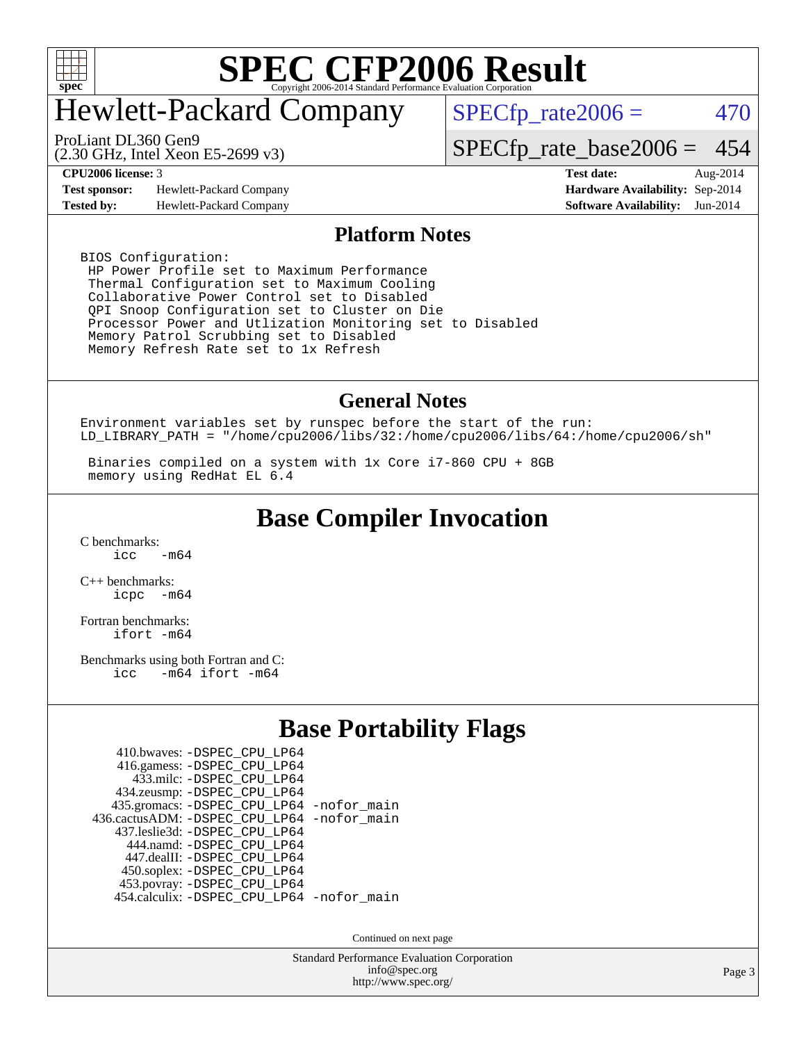# SPEC CFP2006 Result

Copyright 2006-2014 Standard Performance Evaluation Corporation

# Hewlett-Packard Company

ProLiant DL360 Gen9
(2.30 GHz, Intel Xeon E5-2699 v3)

SPECfp_rate2006 = 470

SPECfp_rate_base2006 = 454

| | | | |
|---|---|---|---|
| **CPU2006 license:** 3 | | **Test date:** | Aug-2014 |
| **Test sponsor:** | Hewlett-Packard Company | **Hardware Availability:** | Sep-2014 |
| **Tested by:** | Hewlett-Packard Company | **Software Availability:** | Jun-2014 |

## Platform Notes

```
BIOS Configuration:
 HP Power Profile set to Maximum Performance
 Thermal Configuration set to Maximum Cooling
 Collaborative Power Control set to Disabled
 QPI Snoop Configuration set to Cluster on Die
 Processor Power and Utlization Monitoring set to Disabled
 Memory Patrol Scrubbing set to Disabled
 Memory Refresh Rate set to 1x Refresh
```

## General Notes

```
Environment variables set by runspec before the start of the run:
LD_LIBRARY_PATH = "/home/cpu2006/libs/32:/home/cpu2006/libs/64:/home/cpu2006/sh"

 Binaries compiled on a system with 1x Core i7-860 CPU + 8GB
 memory using RedHat EL 6.4
```

## Base Compiler Invocation

C benchmarks:
```
icc   -m64
```

C++ benchmarks:
```
icpc  -m64
```

Fortran benchmarks:
```
ifort -m64
```

Benchmarks using both Fortran and C:
```
icc   -m64 ifort -m64
```

## Base Portability Flags

```
    410.bwaves: -DSPEC_CPU_LP64
    416.gamess: -DSPEC_CPU_LP64
      433.milc: -DSPEC_CPU_LP64
    434.zeusmp: -DSPEC_CPU_LP64
   435.gromacs: -DSPEC_CPU_LP64 -nofor_main
436.cactusADM: -DSPEC_CPU_LP64 -nofor_main
   437.leslie3d: -DSPEC_CPU_LP64
     444.namd: -DSPEC_CPU_LP64
    447.dealII: -DSPEC_CPU_LP64
    450.soplex: -DSPEC_CPU_LP64
    453.povray: -DSPEC_CPU_LP64
  454.calculix: -DSPEC_CPU_LP64 -nofor_main
```

Continued on next page

Standard Performance Evaluation Corporation
info@spec.org
http://www.spec.org/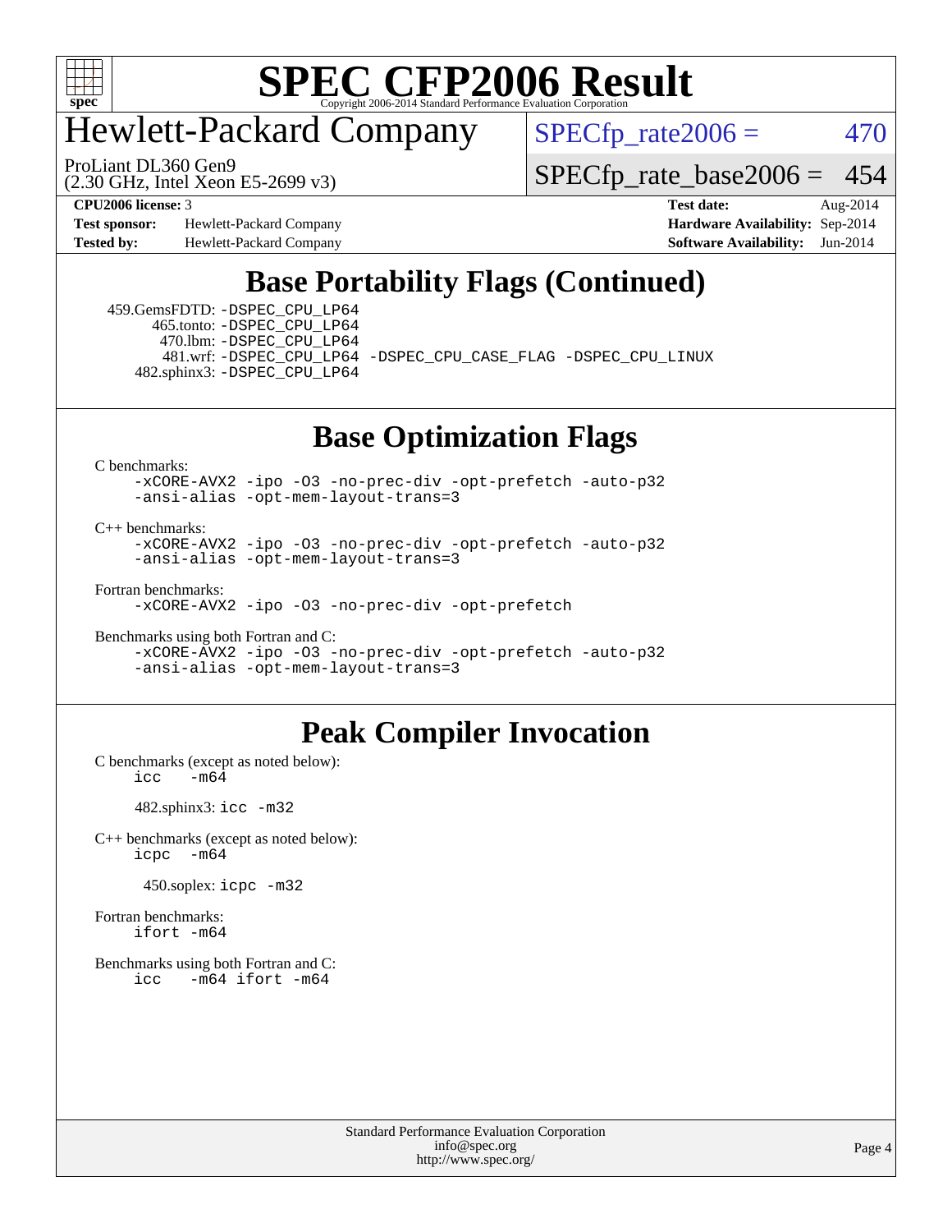# SPEC CFP2006 Result

Copyright 2006-2014 Standard Performance Evaluation Corporation

# Hewlett-Packard Company

ProLiant DL360 Gen9
(2.30 GHz, Intel Xeon E5-2699 v3)

SPECfp_rate2006 = 470

SPECfp_rate_base2006 = 454

**CPU2006 license:** 3
**Test sponsor:** Hewlett-Packard Company
**Tested by:** Hewlett-Packard Company

**Test date:** Aug-2014
**Hardware Availability:** Sep-2014
**Software Availability:** Jun-2014

## Base Portability Flags (Continued)

459.GemsFDTD: `-DSPEC_CPU_LP64`
465.tonto: `-DSPEC_CPU_LP64`
470.lbm: `-DSPEC_CPU_LP64`
481.wrf: `-DSPEC_CPU_LP64 -DSPEC_CPU_CASE_FLAG -DSPEC_CPU_LINUX`
482.sphinx3: `-DSPEC_CPU_LP64`

## Base Optimization Flags

C benchmarks:
```
-xCORE-AVX2 -ipo -O3 -no-prec-div -opt-prefetch -auto-p32
-ansi-alias -opt-mem-layout-trans=3
```

C++ benchmarks:
```
-xCORE-AVX2 -ipo -O3 -no-prec-div -opt-prefetch -auto-p32
-ansi-alias -opt-mem-layout-trans=3
```

Fortran benchmarks:
```
-xCORE-AVX2 -ipo -O3 -no-prec-div -opt-prefetch
```

Benchmarks using both Fortran and C:
```
-xCORE-AVX2 -ipo -O3 -no-prec-div -opt-prefetch -auto-p32
-ansi-alias -opt-mem-layout-trans=3
```

## Peak Compiler Invocation

C benchmarks (except as noted below):
```
icc   -m64
```

482.sphinx3: `icc -m32`

C++ benchmarks (except as noted below):
```
icpc  -m64
```

450.soplex: `icpc -m32`

Fortran benchmarks:
```
ifort -m64
```

Benchmarks using both Fortran and C:
```
icc   -m64 ifort -m64
```

Standard Performance Evaluation Corporation
info@spec.org
http://www.spec.org/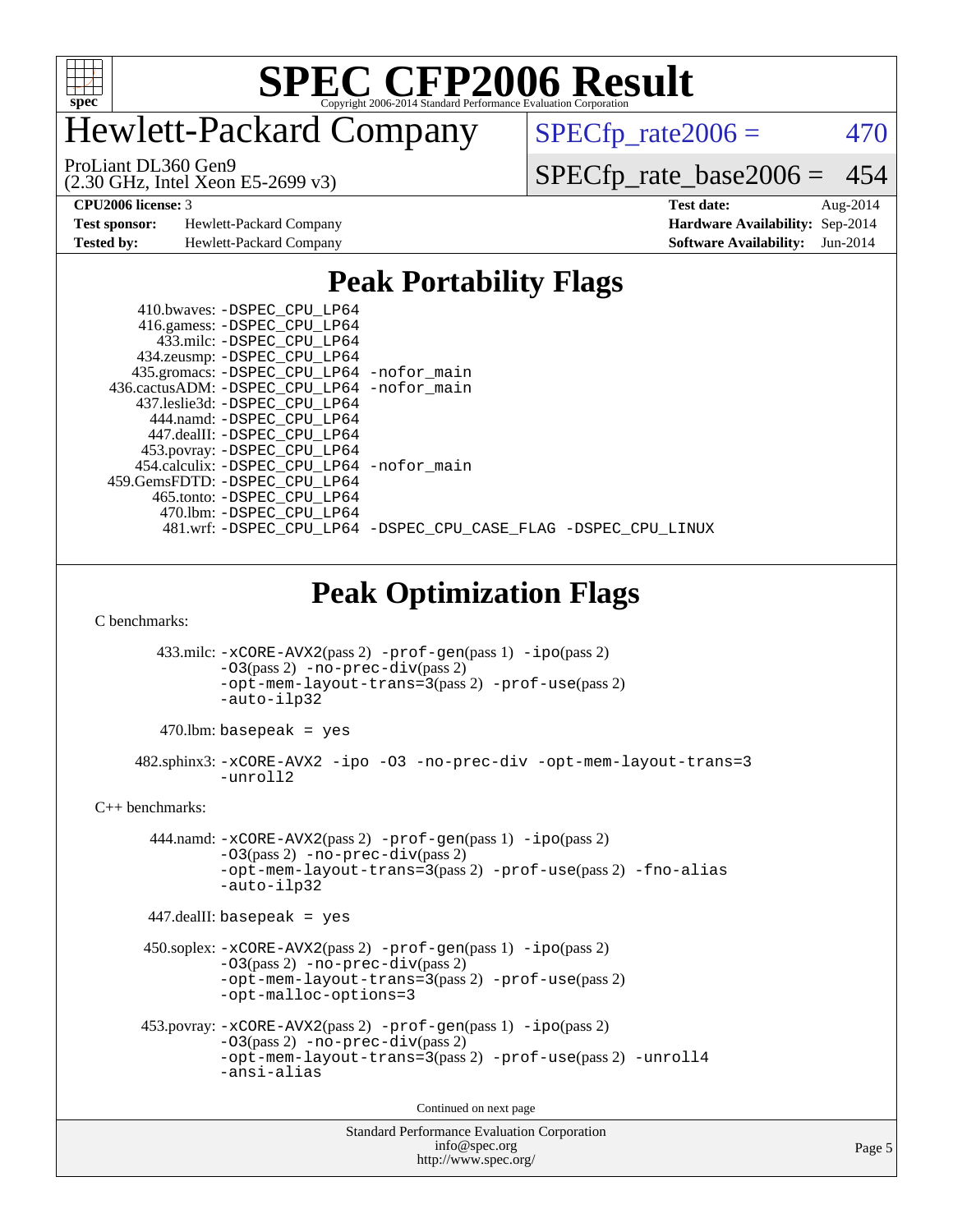# SPEC CFP2006 Result

Copyright 2006-2014 Standard Performance Evaluation Corporation

## Hewlett-Packard Company

ProLiant DL360 Gen9
(2.30 GHz, Intel Xeon E5-2699 v3)

SPECfp_rate2006 = 470

SPECfp_rate_base2006 = 454

| | | | |
|---|---|---|---|
| **CPU2006 license:** 3 | | **Test date:** | Aug-2014 |
| **Test sponsor:** | Hewlett-Packard Company | **Hardware Availability:** | Sep-2014 |
| **Tested by:** | Hewlett-Packard Company | **Software Availability:** | Jun-2014 |

## Peak Portability Flags

410.bwaves: -DSPEC_CPU_LP64
416.gamess: -DSPEC_CPU_LP64
433.milc: -DSPEC_CPU_LP64
434.zeusmp: -DSPEC_CPU_LP64
435.gromacs: -DSPEC_CPU_LP64 -nofor_main
436.cactusADM: -DSPEC_CPU_LP64 -nofor_main
437.leslie3d: -DSPEC_CPU_LP64
444.namd: -DSPEC_CPU_LP64
447.dealII: -DSPEC_CPU_LP64
453.povray: -DSPEC_CPU_LP64
454.calculix: -DSPEC_CPU_LP64 -nofor_main
459.GemsFDTD: -DSPEC_CPU_LP64
465.tonto: -DSPEC_CPU_LP64
470.lbm: -DSPEC_CPU_LP64
481.wrf: -DSPEC_CPU_LP64 -DSPEC_CPU_CASE_FLAG -DSPEC_CPU_LINUX

## Peak Optimization Flags

C benchmarks:

433.milc: -xCORE-AVX2(pass 2) -prof-gen(pass 1) -ipo(pass 2) -O3(pass 2) -no-prec-div(pass 2) -opt-mem-layout-trans=3(pass 2) -prof-use(pass 2) -auto-ilp32

470.lbm: basepeak = yes

482.sphinx3: -xCORE-AVX2 -ipo -O3 -no-prec-div -opt-mem-layout-trans=3 -unroll2

C++ benchmarks:

444.namd: -xCORE-AVX2(pass 2) -prof-gen(pass 1) -ipo(pass 2) -O3(pass 2) -no-prec-div(pass 2) -opt-mem-layout-trans=3(pass 2) -prof-use(pass 2) -fno-alias -auto-ilp32

447.dealII: basepeak = yes

450.soplex: -xCORE-AVX2(pass 2) -prof-gen(pass 1) -ipo(pass 2) -O3(pass 2) -no-prec-div(pass 2) -opt-mem-layout-trans=3(pass 2) -prof-use(pass 2) -opt-malloc-options=3

453.povray: -xCORE-AVX2(pass 2) -prof-gen(pass 1) -ipo(pass 2) -O3(pass 2) -no-prec-div(pass 2) -opt-mem-layout-trans=3(pass 2) -prof-use(pass 2) -unroll4 -ansi-alias

Continued on next page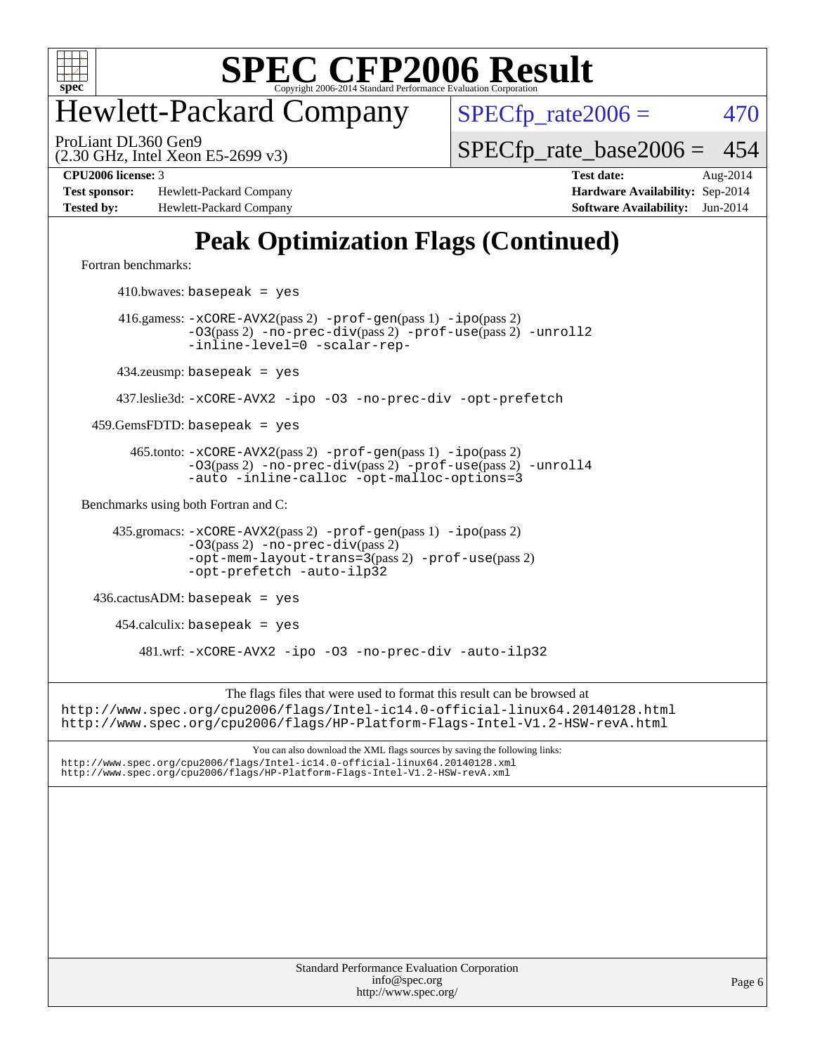# SPEC CFP2006 Result

Copyright 2006-2014 Standard Performance Evaluation Corporation

## Hewlett-Packard Company

ProLiant DL360 Gen9
(2.30 GHz, Intel Xeon E5-2699 v3)

SPECfp_rate2006 = 470

SPECfp_rate_base2006 = 454

**CPU2006 license:** 3
**Test sponsor:** Hewlett-Packard Company
**Tested by:** Hewlett-Packard Company

**Test date:** Aug-2014
**Hardware Availability:** Sep-2014
**Software Availability:** Jun-2014

## Peak Optimization Flags (Continued)

Fortran benchmarks:

410.bwaves: `basepeak = yes`

416.gamess: `-xCORE-AVX2`(pass 2) `-prof-gen`(pass 1) `-ipo`(pass 2) `-O3`(pass 2) `-no-prec-div`(pass 2) `-prof-use`(pass 2) `-unroll2` `-inline-level=0` `-scalar-rep-`

434.zeusmp: `basepeak = yes`

437.leslie3d: `-xCORE-AVX2 -ipo -O3 -no-prec-div -opt-prefetch`

459.GemsFDTD: `basepeak = yes`

465.tonto: `-xCORE-AVX2`(pass 2) `-prof-gen`(pass 1) `-ipo`(pass 2) `-O3`(pass 2) `-no-prec-div`(pass 2) `-prof-use`(pass 2) `-unroll4` `-auto -inline-calloc -opt-malloc-options=3`

Benchmarks using both Fortran and C:

435.gromacs: `-xCORE-AVX2`(pass 2) `-prof-gen`(pass 1) `-ipo`(pass 2) `-O3`(pass 2) `-no-prec-div`(pass 2) `-opt-mem-layout-trans=3`(pass 2) `-prof-use`(pass 2) `-opt-prefetch -auto-ilp32`

436.cactusADM: `basepeak = yes`

454.calculix: `basepeak = yes`

481.wrf: `-xCORE-AVX2 -ipo -O3 -no-prec-div -auto-ilp32`

The flags files that were used to format this result can be browsed at
http://www.spec.org/cpu2006/flags/Intel-ic14.0-official-linux64.20140128.html
http://www.spec.org/cpu2006/flags/HP-Platform-Flags-Intel-V1.2-HSW-revA.html

You can also download the XML flags sources by saving the following links:
http://www.spec.org/cpu2006/flags/Intel-ic14.0-official-linux64.20140128.xml
http://www.spec.org/cpu2006/flags/HP-Platform-Flags-Intel-V1.2-HSW-revA.xml

Standard Performance Evaluation Corporation
info@spec.org
http://www.spec.org/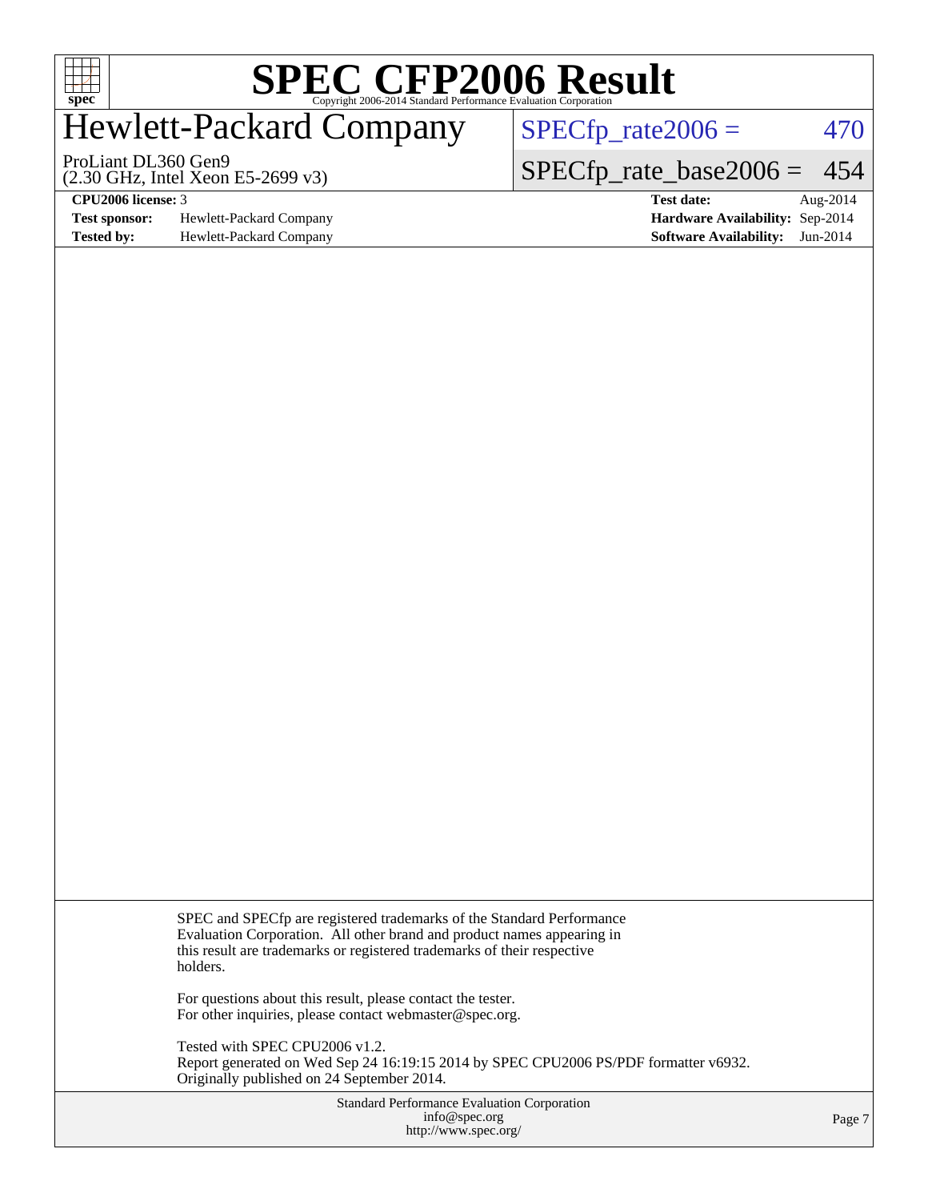# Hewlett-Packard Company

ProLiant DL360 Gen9
(2.30 GHz, Intel Xeon E5-2699 v3)

SPECfp_rate2006 = 470

SPECfp_rate_base2006 = 454

**CPU2006 license:** 3
**Test sponsor:** Hewlett-Packard Company
**Tested by:** Hewlett-Packard Company

**Test date:** Aug-2014
**Hardware Availability:** Sep-2014
**Software Availability:** Jun-2014

SPEC and SPECfp are registered trademarks of the Standard Performance Evaluation Corporation. All other brand and product names appearing in this result are trademarks or registered trademarks of their respective holders.

For questions about this result, please contact the tester.
For other inquiries, please contact webmaster@spec.org.

Tested with SPEC CPU2006 v1.2.
Report generated on Wed Sep 24 16:19:15 2014 by SPEC CPU2006 PS/PDF formatter v6932.
Originally published on 24 September 2014.